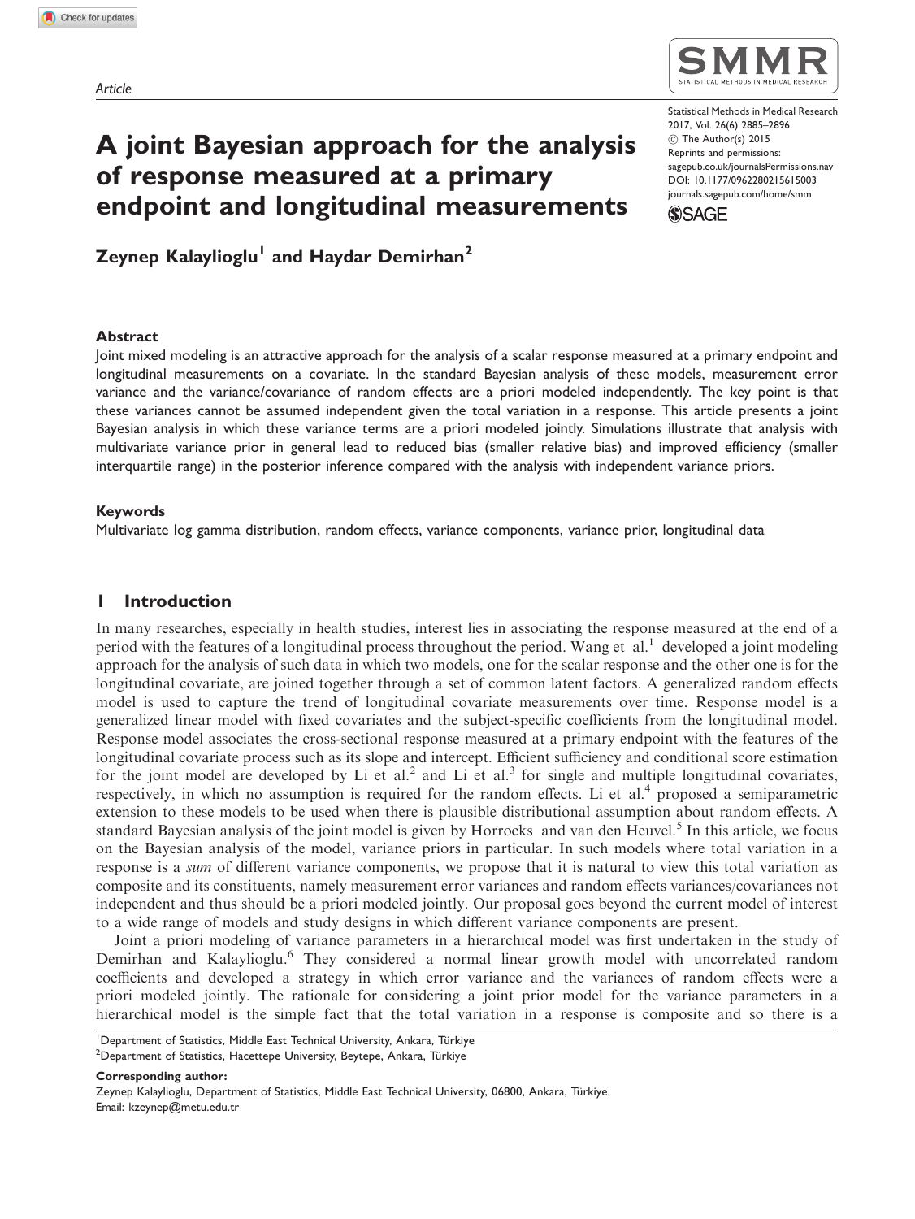Article

# A joint Bayesian approach for the analysis of response measured at a primary endpoint and longitudinal measurements

**Zeynep Kalaylioglu[1] and Haydar Demirhan[2]**

### Abstract

Joint mixed modeling is an attractive approach for the analysis of a scalar response measured at a primary endpoint and longitudinal measurements on a covariate. In the standard Bayesian analysis of these models, measurement error variance and the variance/covariance of random effects are a priori modeled independently. The key point is that these variances cannot be assumed independent given the total variation in a response. This article presents a joint Bayesian analysis in which these variance terms are a priori modeled jointly. Simulations illustrate that analysis with multivariate variance prior in general lead to reduced bias (smaller relative bias) and improved efficiency (smaller interquartile range) in the posterior inference compared with the analysis with independent variance priors.

### Keywords

Multivariate log gamma distribution, random effects, variance components, variance prior, longitudinal data

## 1 Introduction

In many researches, especially in health studies, interest lies in associating the response measured at the end of a period with the features of a longitudinal process throughout the period. Wang et al.[1] developed a joint modeling approach for the analysis of such data in which two models, one for the scalar response and the other one is for the longitudinal covariate, are joined together through a set of common latent factors. A generalized random effects model is used to capture the trend of longitudinal covariate measurements over time. Response model is a generalized linear model with fixed covariates and the subject-specific coefficients from the longitudinal model. Response model associates the cross-sectional response measured at a primary endpoint with the features of the longitudinal covariate process such as its slope and intercept. Efficient sufficiency and conditional score estimation for the joint model are developed by Li et al.[2] and Li et al.[3] for single and multiple longitudinal covariates, respectively, in which no assumption is required for the random effects. Li et al.[4] proposed a semiparametric extension to these models to be used when there is plausible distributional assumption about random effects. A standard Bayesian analysis of the joint model is given by Horrocks and van den Heuvel.[5] In this article, we focus on the Bayesian analysis of the model, variance priors in particular. In such models where total variation in a response is a *sum* of different variance components, we propose that it is natural to view this total variation as composite and its constituents, namely measurement error variances and random effects variances/covariances not independent and thus should be a priori modeled jointly. Our proposal goes beyond the current model of interest to a wide range of models and study designs in which different variance components are present.

Joint a priori modeling of variance parameters in a hierarchical model was first undertaken in the study of Demirhan and Kalaylioglu.[6] They considered a normal linear growth model with uncorrelated random coefficients and developed a strategy in which error variance and the variances of random effects were a priori modeled jointly. The rationale for considering a joint prior model for the variance parameters in a hierarchical model is the simple fact that the total variation in a response is composite and so there is a

[1]Department of Statistics, Middle East Technical University, Ankara, Türkiye
[2]Department of Statistics, Hacettepe University, Beytepe, Ankara, Türkiye

**Corresponding author:**
Zeynep Kalaylioglu, Department of Statistics, Middle East Technical University, 06800, Ankara, Türkiye.
Email: kzeynep@metu.edu.tr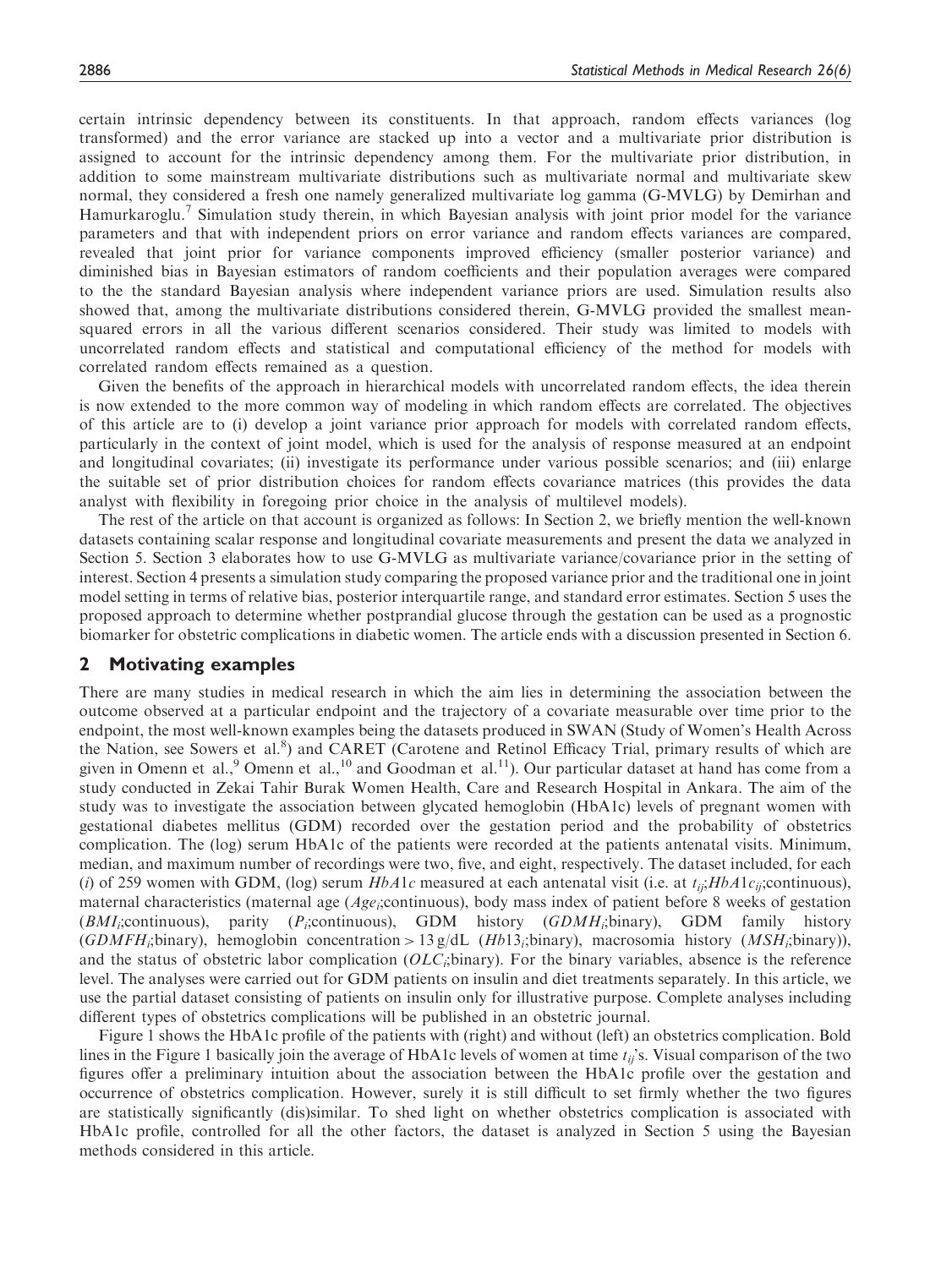certain intrinsic dependency between its constituents. In that approach, random effects variances (log transformed) and the error variance are stacked up into a vector and a multivariate prior distribution is assigned to account for the intrinsic dependency among them. For the multivariate prior distribution, in addition to some mainstream multivariate distributions such as multivariate normal and multivariate skew normal, they considered a fresh one namely generalized multivariate log gamma (G-MVLG) by Demirhan and Hamurkaroglu.[7] Simulation study therein, in which Bayesian analysis with joint prior model for the variance parameters and that with independent priors on error variance and random effects variances are compared, revealed that joint prior for variance components improved efficiency (smaller posterior variance) and diminished bias in Bayesian estimators of random coefficients and their population averages were compared to the the standard Bayesian analysis where independent variance priors are used. Simulation results also showed that, among the multivariate distributions considered therein, G-MVLG provided the smallest mean-squared errors in all the various different scenarios considered. Their study was limited to models with uncorrelated random effects and statistical and computational efficiency of the method for models with correlated random effects remained as a question.

Given the benefits of the approach in hierarchical models with uncorrelated random effects, the idea therein is now extended to the more common way of modeling in which random effects are correlated. The objectives of this article are to (i) develop a joint variance prior approach for models with correlated random effects, particularly in the context of joint model, which is used for the analysis of response measured at an endpoint and longitudinal covariates; (ii) investigate its performance under various possible scenarios; and (iii) enlarge the suitable set of prior distribution choices for random effects covariance matrices (this provides the data analyst with flexibility in foregoing prior choice in the analysis of multilevel models).

The rest of the article on that account is organized as follows: In Section 2, we briefly mention the well-known datasets containing scalar response and longitudinal covariate measurements and present the data we analyzed in Section 5. Section 3 elaborates how to use G-MVLG as multivariate variance/covariance prior in the setting of interest. Section 4 presents a simulation study comparing the proposed variance prior and the traditional one in joint model setting in terms of relative bias, posterior interquartile range, and standard error estimates. Section 5 uses the proposed approach to determine whether postprandial glucose through the gestation can be used as a prognostic biomarker for obstetric complications in diabetic women. The article ends with a discussion presented in Section 6.

## 2 Motivating examples

There are many studies in medical research in which the aim lies in determining the association between the outcome observed at a particular endpoint and the trajectory of a covariate measurable over time prior to the endpoint, the most well-known examples being the datasets produced in SWAN (Study of Women's Health Across the Nation, see Sowers et al.[8]) and CARET (Carotene and Retinol Efficacy Trial, primary results of which are given in Omenn et al.,[9] Omenn et al.,[10] and Goodman et al.[11]). Our particular dataset at hand has come from a study conducted in Zekai Tahir Burak Women Health, Care and Research Hospital in Ankara. The aim of the study was to investigate the association between glycated hemoglobin (HbA1c) levels of pregnant women with gestational diabetes mellitus (GDM) recorded over the gestation period and the probability of obstetrics complication. The (log) serum HbA1c of the patients were recorded at the patients antenatal visits. Minimum, median, and maximum number of recordings were two, five, and eight, respectively. The dataset included, for each ($i$) of 259 women with GDM, (log) serum $HbA1c$ measured at each antenatal visit (i.e. at $t_{ij}$;$HbA1c_{ij}$;continuous), maternal characteristics (maternal age ($Age_i$;continuous), body mass index of patient before 8 weeks of gestation ($BMI_i$;continuous), parity ($P_i$;continuous), GDM history ($GDMH_i$;binary), GDM family history ($GDMFH_i$;binary), hemoglobin concentration > 13 g/dL ($Hb13_i$;binary), macrosomia history ($MSH_i$;binary)), and the status of obstetric labor complication ($OLC_i$;binary). For the binary variables, absence is the reference level. The analyses were carried out for GDM patients on insulin and diet treatments separately. In this article, we use the partial dataset consisting of patients on insulin only for illustrative purpose. Complete analyses including different types of obstetrics complications will be published in an obstetric journal.

Figure 1 shows the HbA1c profile of the patients with (right) and without (left) an obstetrics complication. Bold lines in the Figure 1 basically join the average of HbA1c levels of women at time $t_{ij}$'s. Visual comparison of the two figures offer a preliminary intuition about the association between the HbA1c profile over the gestation and occurrence of obstetrics complication. However, surely it is still difficult to set firmly whether the two figures are statistically significantly (dis)similar. To shed light on whether obstetrics complication is associated with HbA1c profile, controlled for all the other factors, the dataset is analyzed in Section 5 using the Bayesian methods considered in this article.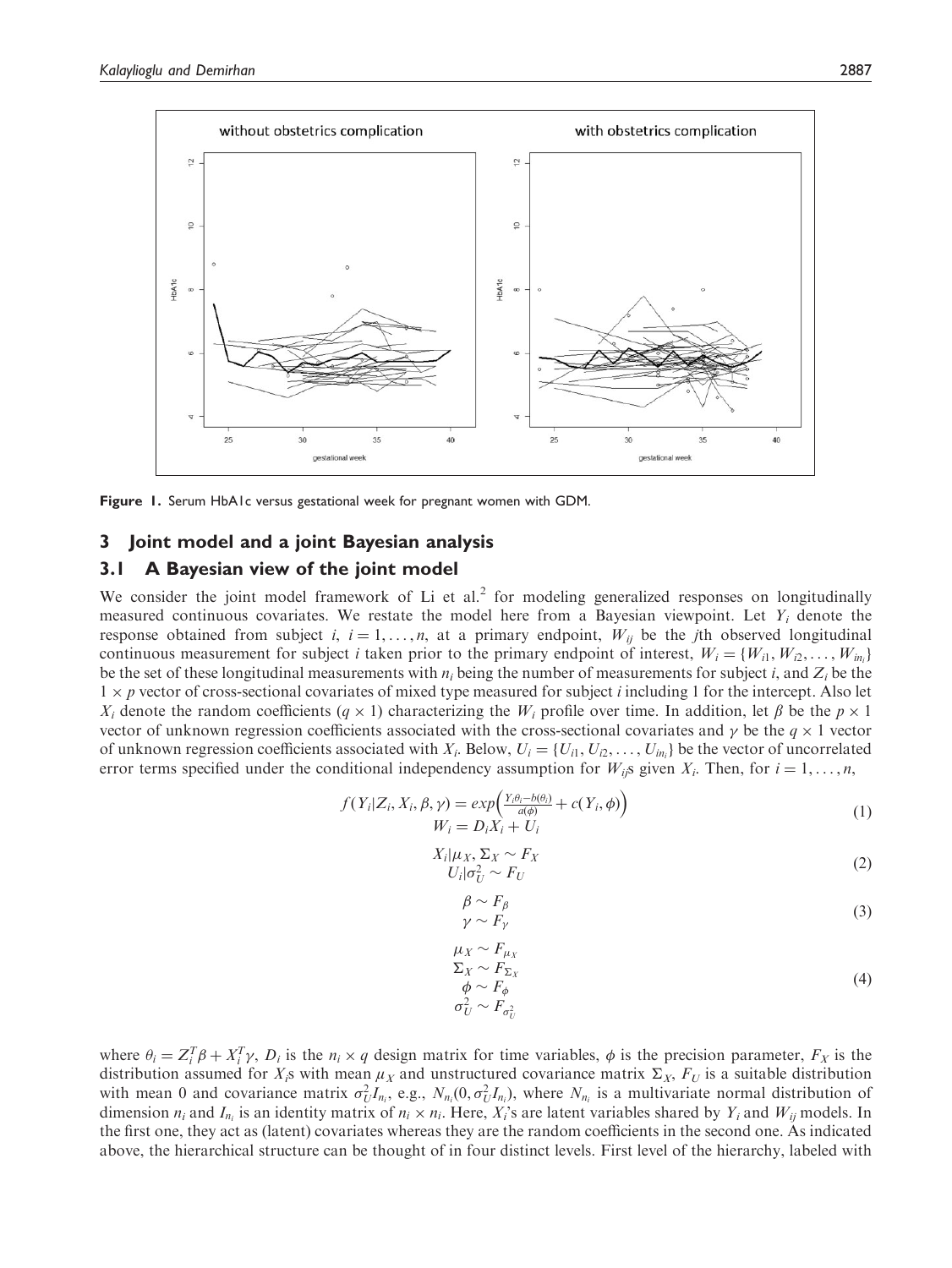Figure 1. Serum HbA1c versus gestational week for pregnant women with GDM.

## 3 Joint model and a joint Bayesian analysis

### 3.1 A Bayesian view of the joint model

We consider the joint model framework of Li et al.[2] for modeling generalized responses on longitudinally measured continuous covariates. We restate the model here from a Bayesian viewpoint. Let $Y_i$ denote the response obtained from subject $i$, $i = 1, \ldots, n$, at a primary endpoint, $W_{ij}$ be the $j$th observed longitudinal continuous measurement for subject $i$ taken prior to the primary endpoint of interest, $W_i = \{W_{i1}, W_{i2}, \ldots, W_{in_i}\}$ be the set of these longitudinal measurements with $n_i$ being the number of measurements for subject $i$, and $Z_i$ be the $1 \times p$ vector of cross-sectional covariates of mixed type measured for subject $i$ including 1 for the intercept. Also let $X_i$ denote the random coefficients ($q \times 1$) characterizing the $W_i$ profile over time. In addition, let $\beta$ be the $p \times 1$ vector of unknown regression coefficients associated with the cross-sectional covariates and $\gamma$ be the $q \times 1$ vector of unknown regression coefficients associated with $X_i$. Below, $U_i = \{U_{i1}, U_{i2}, \ldots, U_{in_i}\}$ be the vector of uncorrelated error terms specified under the conditional independency assumption for $W_{ij}$s given $X_i$. Then, for $i = 1, \ldots, n$,

$$
\begin{aligned}
f(Y_i|Z_i, X_i, \beta, \gamma) &= exp\left(\frac{Y_i\theta_i - b(\theta_i)}{a(\phi)} + c(Y_i, \phi)\right) \\
W_i &= D_i X_i + U_i
\end{aligned}
\tag{1}
$$

$$
\begin{aligned}
X_i|\mu_X, \Sigma_X &\sim F_X \\
U_i|\sigma_U^2 &\sim F_U
\end{aligned}
\tag{2}
$$

$$
\begin{aligned}
\beta &\sim F_\beta \\
\gamma &\sim F_\gamma
\end{aligned}
\tag{3}
$$

$$
\begin{aligned}
\mu_X &\sim F_{\mu_X} \\
\Sigma_X &\sim F_{\Sigma_X} \\
\phi &\sim F_\phi \\
\sigma_U^2 &\sim F_{\sigma_U^2}
\end{aligned}
\tag{4}
$$

where $\theta_i = Z_i^T\beta + X_i^T\gamma$, $D_i$ is the $n_i \times q$ design matrix for time variables, $\phi$ is the precision parameter, $F_X$ is the distribution assumed for $X_i$s with mean $\mu_X$ and unstructured covariance matrix $\Sigma_X$, $F_U$ is a suitable distribution with mean 0 and covariance matrix $\sigma_U^2 I_{n_i}$, e.g., $N_{n_i}(0, \sigma_U^2 I_{n_i})$, where $N_{n_i}$ is a multivariate normal distribution of dimension $n_i$ and $I_{n_i}$ is an identity matrix of $n_i \times n_i$. Here, $X_i$'s are latent variables shared by $Y_i$ and $W_{ij}$ models. In the first one, they act as (latent) covariates whereas they are the random coefficients in the second one. As indicated above, the hierarchical structure can be thought of in four distinct levels. First level of the hierarchy, labeled with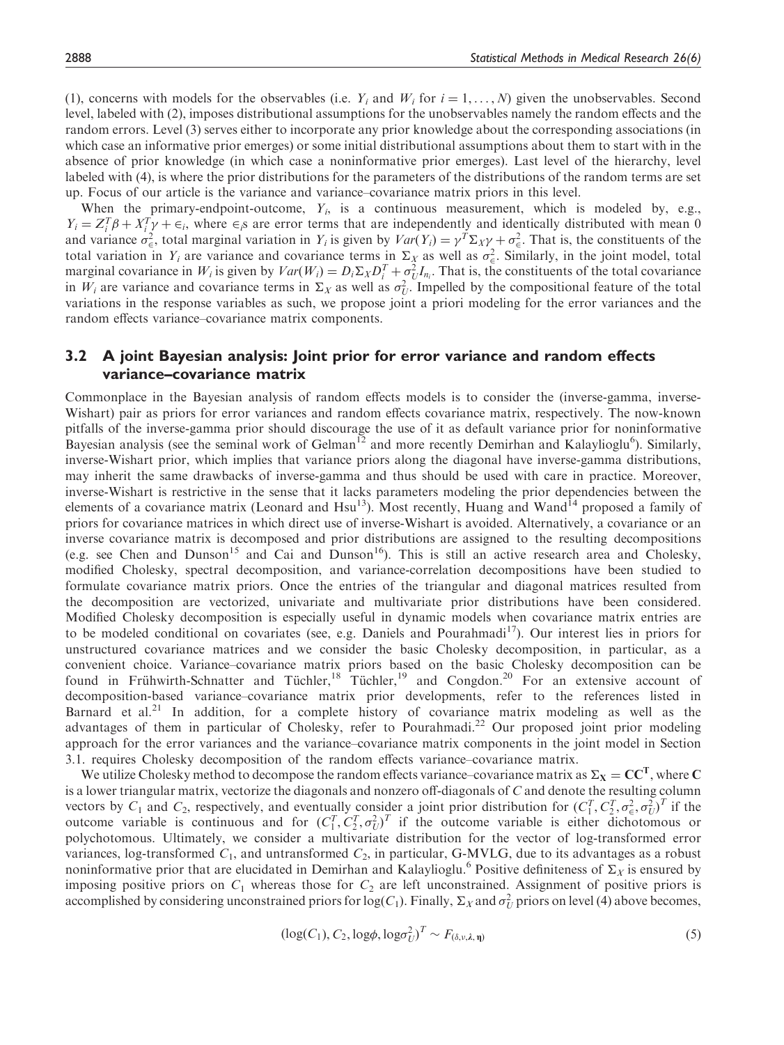(1), concerns with models for the observables (i.e. $Y_i$ and $W_i$ for $i = 1, \ldots, N$) given the unobservables. Second level, labeled with (2), imposes distributional assumptions for the unobservables namely the random effects and the random errors. Level (3) serves either to incorporate any prior knowledge about the corresponding associations (in which case an informative prior emerges) or some initial distributional assumptions about them to start with in the absence of prior knowledge (in which case a noninformative prior emerges). Last level of the hierarchy, level labeled with (4), is where the prior distributions for the parameters of the distributions of the random terms are set up. Focus of our article is the variance and variance–covariance matrix priors in this level.

When the primary-endpoint-outcome, $Y_i$, is a continuous measurement, which is modeled by, e.g., $Y_i = Z_i^T\beta + X_i^T\gamma + \epsilon_i$, where $\epsilon_i$s are error terms that are independently and identically distributed with mean 0 and variance $\sigma_\epsilon^2$, total marginal variation in $Y_i$ is given by $Var(Y_i) = \gamma^T\Sigma_X\gamma + \sigma_\epsilon^2$. That is, the constituents of the total variation in $Y_i$ are variance and covariance terms in $\Sigma_X$ as well as $\sigma_\epsilon^2$. Similarly, in the joint model, total marginal covariance in $W_i$ is given by $Var(W_i) = D_i\Sigma_X D_i^T + \sigma_U^2 I_{n_i}$. That is, the constituents of the total covariance in $W_i$ are variance and covariance terms in $\Sigma_X$ as well as $\sigma_U^2$. Impelled by the compositional feature of the total variations in the response variables as such, we propose joint a priori modeling for the error variances and the random effects variance–covariance matrix components.

### 3.2 A joint Bayesian analysis: Joint prior for error variance and random effects variance–covariance matrix

Commonplace in the Bayesian analysis of random effects models is to consider the (inverse-gamma, inverse-Wishart) pair as priors for error variances and random effects covariance matrix, respectively. The now-known pitfalls of the inverse-gamma prior should discourage the use of it as default variance prior for noninformative Bayesian analysis (see the seminal work of Gelman[12] and more recently Demirhan and Kalaylioglu[6]). Similarly, inverse-Wishart prior, which implies that variance priors along the diagonal have inverse-gamma distributions, may inherit the same drawbacks of inverse-gamma and thus should be used with care in practice. Moreover, inverse-Wishart is restrictive in the sense that it lacks parameters modeling the prior dependencies between the elements of a covariance matrix (Leonard and Hsu[13]). Most recently, Huang and Wand[14] proposed a family of priors for covariance matrices in which direct use of inverse-Wishart is avoided. Alternatively, a covariance or an inverse covariance matrix is decomposed and prior distributions are assigned to the resulting decompositions (e.g. see Chen and Dunson[15] and Cai and Dunson[16]). This is still an active research area and Cholesky, modified Cholesky, spectral decomposition, and variance-correlation decompositions have been studied to formulate covariance matrix priors. Once the entries of the triangular and diagonal matrices resulted from the decomposition are vectorized, univariate and multivariate prior distributions have been considered. Modified Cholesky decomposition is especially useful in dynamic models when covariance matrix entries are to be modeled conditional on covariates (see, e.g. Daniels and Pourahmadi[17]). Our interest lies in priors for unstructured covariance matrices and we consider the basic Cholesky decomposition, in particular, as a convenient choice. Variance–covariance matrix priors based on the basic Cholesky decomposition can be found in Frühwirth-Schnatter and Tüchler,[18] Tüchler,[19] and Congdon.[20] For an extensive account of decomposition-based variance–covariance matrix prior developments, refer to the references listed in Barnard et al.[21] In addition, for a complete history of covariance matrix modeling as well as the advantages of them in particular of Cholesky, refer to Pourahmadi.[22] Our proposed joint prior modeling approach for the error variances and the variance–covariance matrix components in the joint model in Section 3.1. requires Cholesky decomposition of the random effects variance–covariance matrix.

We utilize Cholesky method to decompose the random effects variance–covariance matrix as $\mathbf{\Sigma_X} = \mathbf{CC^T}$, where $\mathbf{C}$ is a lower triangular matrix, vectorize the diagonals and nonzero off-diagonals of $C$ and denote the resulting column vectors by $C_1$ and $C_2$, respectively, and eventually consider a joint prior distribution for $(C_1^T, C_2^T, \sigma_\epsilon^2, \sigma_U^2)^T$ if the outcome variable is continuous and for $(C_1^T, C_2^T, \sigma_U^2)^T$ if the outcome variable is either dichotomous or polychotomous. Ultimately, we consider a multivariate distribution for the vector of log-transformed error variances, log-transformed $C_1$, and untransformed $C_2$, in particular, G-MVLG, due to its advantages as a robust noninformative prior that are elucidated in Demirhan and Kalaylioglu.[6] Positive definiteness of $\Sigma_X$ is ensured by imposing positive priors on $C_1$ whereas those for $C_2$ are left unconstrained. Assignment of positive priors is accomplished by considering unconstrained priors for $\log(C_1)$. Finally, $\Sigma_X$ and $\sigma_U^2$ priors on level (4) above becomes,

$$(\log(C_1), C_2, \log\phi, \log\sigma_U^2)^T \sim F_{(\delta,\nu,\boldsymbol{\lambda},\boldsymbol{\eta})} \tag{5}$$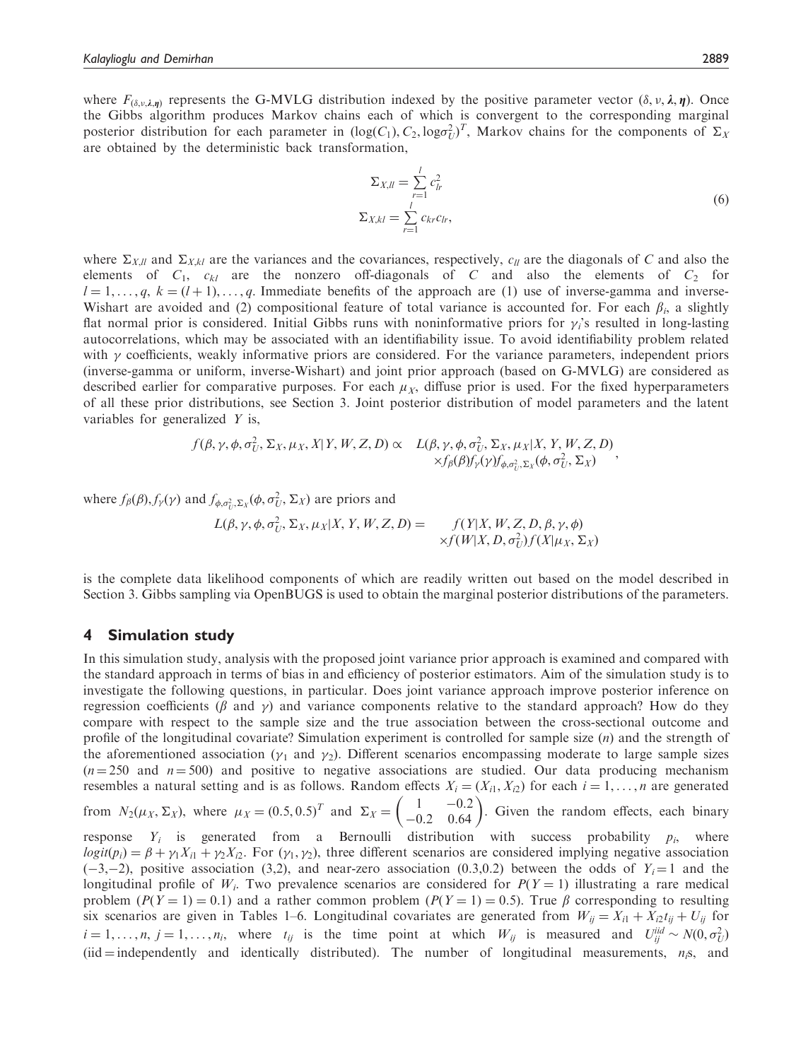where $F_{(\delta,\nu,\lambda,\eta)}$ represents the G-MVLG distribution indexed by the positive parameter vector $(\delta, \nu, \lambda, \eta)$. Once the Gibbs algorithm produces Markov chains each of which is convergent to the corresponding marginal posterior distribution for each parameter in $(\log(C_1), C_2, \log\sigma_U^2)^T$, Markov chains for the components of $\Sigma_X$ are obtained by the deterministic back transformation,

$$
\begin{aligned}
\Sigma_{X,ll} &= \sum_{r=1}^{l} c_{lr}^2 \\
\Sigma_{X,kl} &= \sum_{r=1}^{l} c_{kr} c_{lr},
\end{aligned}
\tag{6}
$$

where $\Sigma_{X,ll}$ and $\Sigma_{X,kl}$ are the variances and the covariances, respectively, $c_{ll}$ are the diagonals of $C$ and also the elements of $C_1$, $c_{kl}$ are the nonzero off-diagonals of $C$ and also the elements of $C_2$ for $l = 1, \ldots, q$, $k = (l+1), \ldots, q$. Immediate benefits of the approach are (1) use of inverse-gamma and inverse-Wishart are avoided and (2) compositional feature of total variance is accounted for. For each $\beta_i$, a slightly flat normal prior is considered. Initial Gibbs runs with noninformative priors for $\gamma_i$'s resulted in long-lasting autocorrelations, which may be associated with an identifiability issue. To avoid identifiability problem related with $\gamma$ coefficients, weakly informative priors are considered. For the variance parameters, independent priors (inverse-gamma or uniform, inverse-Wishart) and joint prior approach (based on G-MVLG) are considered as described earlier for comparative purposes. For each $\mu_X$, diffuse prior is used. For the fixed hyperparameters of all these prior distributions, see Section 3. Joint posterior distribution of model parameters and the latent variables for generalized $Y$ is,

$$
f(\beta, \gamma, \phi, \sigma_U^2, \Sigma_X, \mu_X, X | Y, W, Z, D) \propto \begin{array}{l} L(\beta, \gamma, \phi, \sigma_U^2, \Sigma_X, \mu_X | X, Y, W, Z, D) \\ \times f_\beta(\beta) f_\gamma(\gamma) f_{\phi,\sigma_U^2,\Sigma_X}(\phi, \sigma_U^2, \Sigma_X) \end{array},
$$

where $f_\beta(\beta), f_\gamma(\gamma)$ and $f_{\phi,\sigma_U^2,\Sigma_X}(\phi, \sigma_U^2, \Sigma_X)$ are priors and

$$
L(\beta, \gamma, \phi, \sigma_U^2, \Sigma_X, \mu_X | X, Y, W, Z, D) = \begin{array}{l} f(Y | X, W, Z, D, \beta, \gamma, \phi) \\ \times f(W | X, D, \sigma_U^2) f(X | \mu_X, \Sigma_X) \end{array}
$$

is the complete data likelihood components of which are readily written out based on the model described in Section 3. Gibbs sampling via OpenBUGS is used to obtain the marginal posterior distributions of the parameters.

## 4 Simulation study

In this simulation study, analysis with the proposed joint variance prior approach is examined and compared with the standard approach in terms of bias in and efficiency of posterior estimators. Aim of the simulation study is to investigate the following questions, in particular. Does joint variance approach improve posterior inference on regression coefficients ($\beta$ and $\gamma$) and variance components relative to the standard approach? How do they compare with respect to the sample size and the true association between the cross-sectional outcome and profile of the longitudinal covariate? Simulation experiment is controlled for sample size ($n$) and the strength of the aforementioned association ($\gamma_1$ and $\gamma_2$). Different scenarios encompassing moderate to large sample sizes ($n = 250$ and $n = 500$) and positive to negative associations are studied. Our data producing mechanism resembles a natural setting and is as follows. Random effects $X_i = (X_{i1}, X_{i2})$ for each $i = 1, \ldots, n$ are generated from $N_2(\mu_X, \Sigma_X)$, where $\mu_X = (0.5, 0.5)^T$ and $\Sigma_X = \begin{pmatrix} 1 & -0.2 \\ -0.2 & 0.64 \end{pmatrix}$. Given the random effects, each binary response $Y_i$ is generated from a Bernoulli distribution with success probability $p_i$, where $logit(p_i) = \beta + \gamma_1 X_{i1} + \gamma_2 X_{i2}$. For $(\gamma_1, \gamma_2)$, three different scenarios are considered implying negative association $(-3,-2)$, positive association $(3,2)$, and near-zero association $(0.3,0.2)$ between the odds of $Y_i = 1$ and the longitudinal profile of $W_i$. Two prevalence scenarios are considered for $P(Y = 1)$ illustrating a rare medical problem ($P(Y = 1) = 0.1$) and a rather common problem ($P(Y = 1) = 0.5$). True $\beta$ corresponding to resulting six scenarios are given in Tables 1–6. Longitudinal covariates are generated from $W_{ij} = X_{i1} + X_{i2} t_{ij} + U_{ij}$ for $i = 1, \ldots, n$, $j = 1, \ldots, n_i$, where $t_{ij}$ is the time point at which $W_{ij}$ is measured and $U_{ij} \overset{iid}{\sim} N(0, \sigma_U^2)$ (iid = independently and identically distributed). The number of longitudinal measurements, $n_i$s, and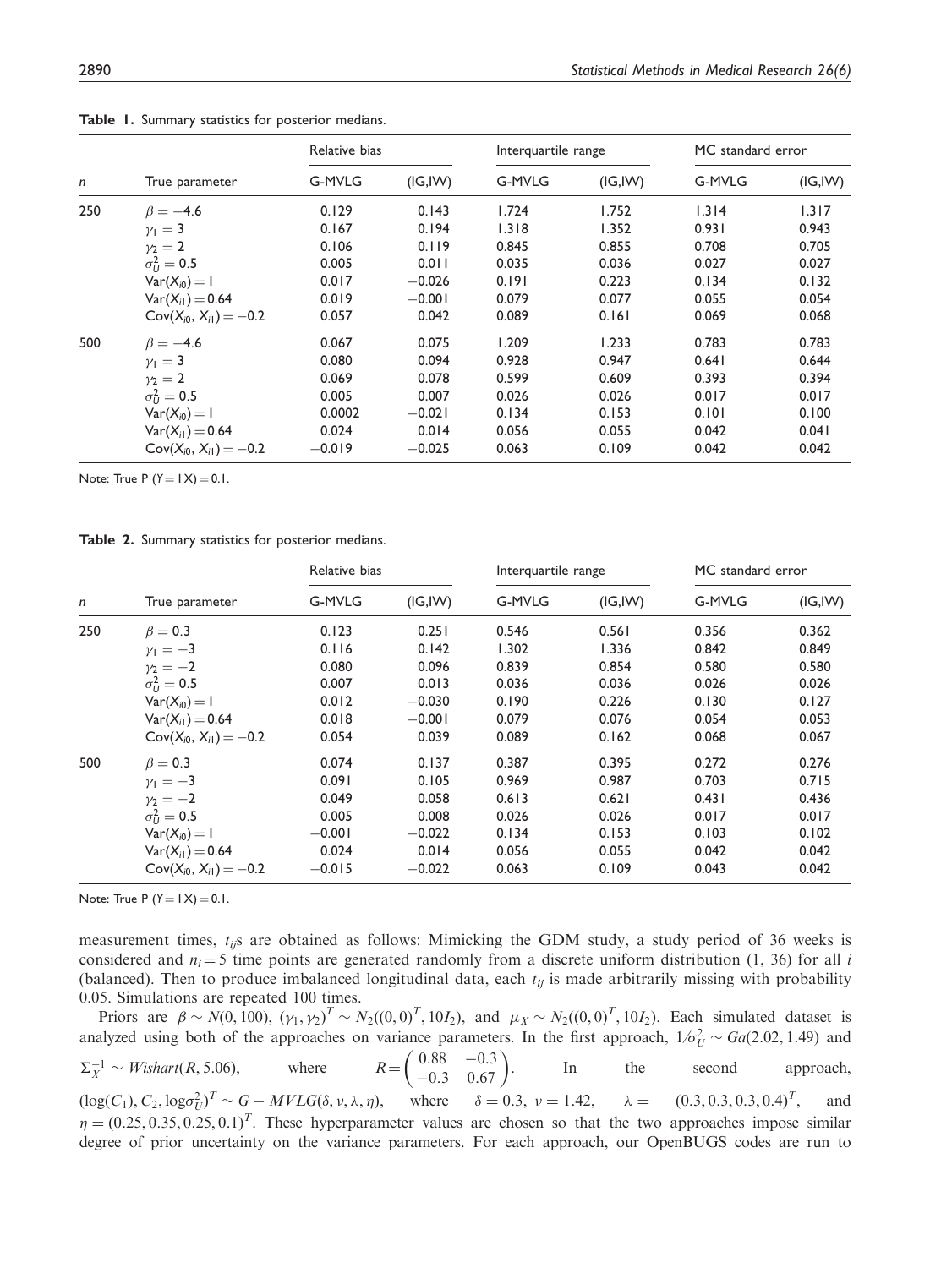**Table 1.** Summary statistics for posterior medians.

| $n$ | True parameter | Relative bias | | Interquartile range | | MC standard error | |
|---|---|---|---|---|---|---|---|
| | | G-MVLG | (IG,IW) | G-MVLG | (IG,IW) | G-MVLG | (IG,IW) |
| 250 | $\beta = -4.6$ | 0.129 | 0.143 | 1.724 | 1.752 | 1.314 | 1.317 |
| | $\gamma_1 = 3$ | 0.167 | 0.194 | 1.318 | 1.352 | 0.931 | 0.943 |
| | $\gamma_2 = 2$ | 0.106 | 0.119 | 0.845 | 0.855 | 0.708 | 0.705 |
| | $\sigma_U^2 = 0.5$ | 0.005 | 0.011 | 0.035 | 0.036 | 0.027 | 0.027 |
| | $\mathrm{Var}(X_{i0}) = 1$ | 0.017 | $-0.026$ | 0.191 | 0.223 | 0.134 | 0.132 |
| | $\mathrm{Var}(X_{i1}) = 0.64$ | 0.019 | $-0.001$ | 0.079 | 0.077 | 0.055 | 0.054 |
| | $\mathrm{Cov}(X_{i0}, X_{i1}) = -0.2$ | 0.057 | 0.042 | 0.089 | 0.161 | 0.069 | 0.068 |
| 500 | $\beta = -4.6$ | 0.067 | 0.075 | 1.209 | 1.233 | 0.783 | 0.783 |
| | $\gamma_1 = 3$ | 0.080 | 0.094 | 0.928 | 0.947 | 0.641 | 0.644 |
| | $\gamma_2 = 2$ | 0.069 | 0.078 | 0.599 | 0.609 | 0.393 | 0.394 |
| | $\sigma_U^2 = 0.5$ | 0.005 | 0.007 | 0.026 | 0.026 | 0.017 | 0.017 |
| | $\mathrm{Var}(X_{i0}) = 1$ | 0.0002 | $-0.021$ | 0.134 | 0.153 | 0.101 | 0.100 |
| | $\mathrm{Var}(X_{i1}) = 0.64$ | 0.024 | 0.014 | 0.056 | 0.055 | 0.042 | 0.041 |
| | $\mathrm{Cov}(X_{i0}, X_{i1}) = -0.2$ | $-0.019$ | $-0.025$ | 0.063 | 0.109 | 0.042 | 0.042 |

Note: True $P(Y = 1|X) = 0.1$.

**Table 2.** Summary statistics for posterior medians.

| $n$ | True parameter | Relative bias | | Interquartile range | | MC standard error | |
|---|---|---|---|---|---|---|---|
| | | G-MVLG | (IG,IW) | G-MVLG | (IG,IW) | G-MVLG | (IG,IW) |
| 250 | $\beta = 0.3$ | 0.123 | 0.251 | 0.546 | 0.561 | 0.356 | 0.362 |
| | $\gamma_1 = -3$ | 0.116 | 0.142 | 1.302 | 1.336 | 0.842 | 0.849 |
| | $\gamma_2 = -2$ | 0.080 | 0.096 | 0.839 | 0.854 | 0.580 | 0.580 |
| | $\sigma_U^2 = 0.5$ | 0.007 | 0.013 | 0.036 | 0.036 | 0.026 | 0.026 |
| | $\mathrm{Var}(X_{i0}) = 1$ | 0.012 | $-0.030$ | 0.190 | 0.226 | 0.130 | 0.127 |
| | $\mathrm{Var}(X_{i1}) = 0.64$ | 0.018 | $-0.001$ | 0.079 | 0.076 | 0.054 | 0.053 |
| | $\mathrm{Cov}(X_{i0}, X_{i1}) = -0.2$ | 0.054 | 0.039 | 0.089 | 0.162 | 0.068 | 0.067 |
| 500 | $\beta = 0.3$ | 0.074 | 0.137 | 0.387 | 0.395 | 0.272 | 0.276 |
| | $\gamma_1 = -3$ | 0.091 | 0.105 | 0.969 | 0.987 | 0.703 | 0.715 |
| | $\gamma_2 = -2$ | 0.049 | 0.058 | 0.613 | 0.621 | 0.431 | 0.436 |
| | $\sigma_U^2 = 0.5$ | 0.005 | 0.008 | 0.026 | 0.026 | 0.017 | 0.017 |
| | $\mathrm{Var}(X_{i0}) = 1$ | $-0.001$ | $-0.022$ | 0.134 | 0.153 | 0.103 | 0.102 |
| | $\mathrm{Var}(X_{i1}) = 0.64$ | 0.024 | 0.014 | 0.056 | 0.055 | 0.042 | 0.042 |
| | $\mathrm{Cov}(X_{i0}, X_{i1}) = -0.2$ | $-0.015$ | $-0.022$ | 0.063 | 0.109 | 0.043 | 0.042 |

Note: True $P(Y = 1|X) = 0.1$.

measurement times, $t_{ij}$s are obtained as follows: Mimicking the GDM study, a study period of 36 weeks is considered and $n_i = 5$ time points are generated randomly from a discrete uniform distribution (1, 36) for all $i$ (balanced). Then to produce imbalanced longitudinal data, each $t_{ij}$ is made arbitrarily missing with probability 0.05. Simulations are repeated 100 times.

Priors are $\beta \sim N(0, 100)$, $(\gamma_1, \gamma_2)^T \sim N_2((0, 0)^T, 10I_2)$, and $\mu_X \sim N_2((0, 0)^T, 10I_2)$. Each simulated dataset is analyzed using both of the approaches on variance parameters. In the first approach, $1/\sigma_U^2 \sim Ga(2.02, 1.49)$ and $\Sigma_X^{-1} \sim Wishart(R, 5.06)$, where $R = \begin{pmatrix} 0.88 & -0.3 \\ -0.3 & 0.67 \end{pmatrix}$. In the second approach, $(\log(C_1), C_2, \log\sigma_U^2)^T \sim G - MVLG(\delta, \nu, \lambda, \eta)$, where $\delta = 0.3$, $\nu = 1.42$, $\lambda = (0.3, 0.3, 0.3, 0.4)^T$, and $\eta = (0.25, 0.35, 0.25, 0.1)^T$. These hyperparameter values are chosen so that the two approaches impose similar degree of prior uncertainty on the variance parameters. For each approach, our OpenBUGS codes are run to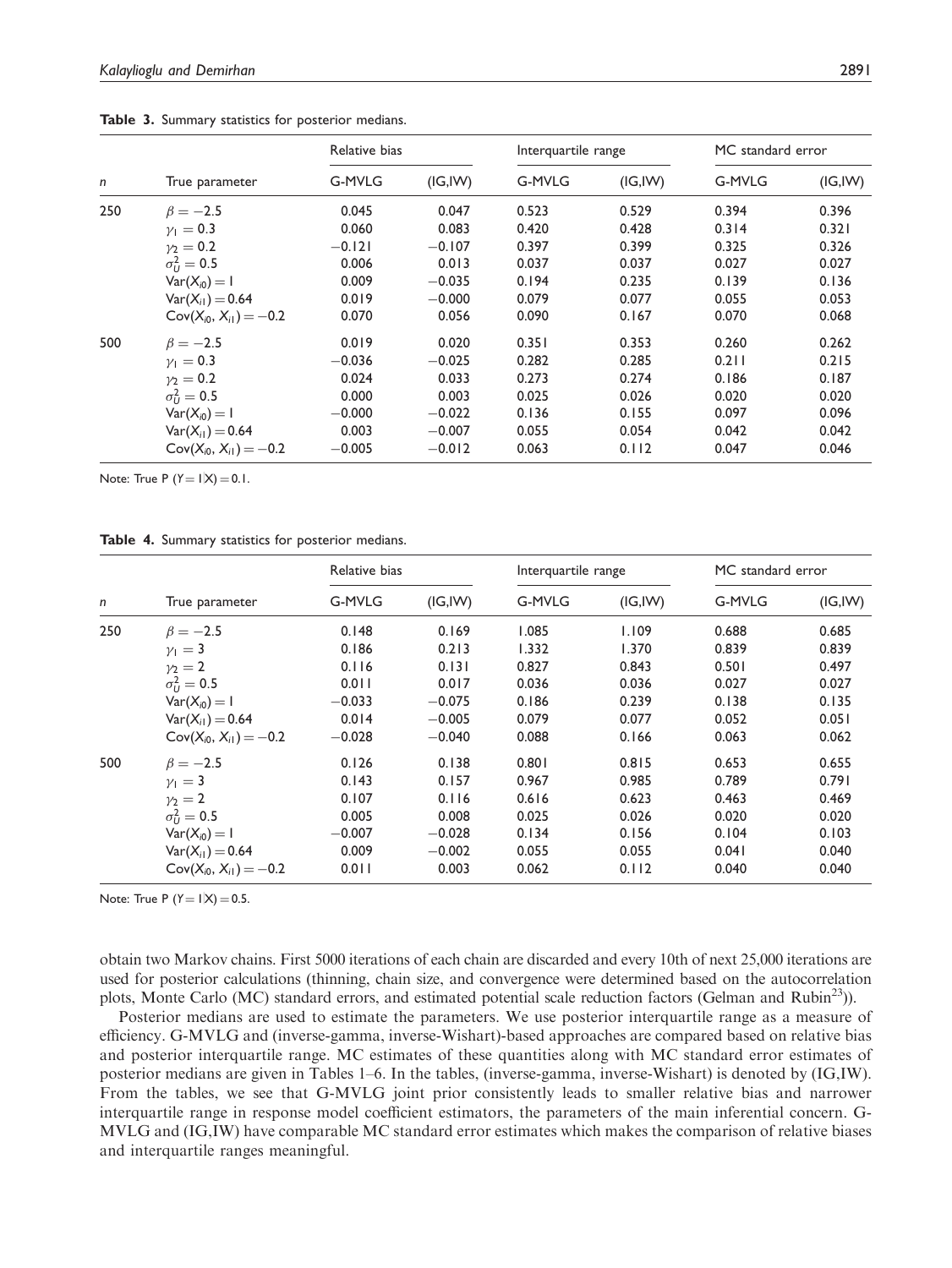**Table 3.** Summary statistics for posterior medians.

| $n$ | True parameter | Relative bias | | Interquartile range | | MC standard error | |
|---|---|---|---|---|---|---|---|
| | | G-MVLG | (IG,IW) | G-MVLG | (IG,IW) | G-MVLG | (IG,IW) |
| 250 | $\beta = -2.5$ | 0.045 | 0.047 | 0.523 | 0.529 | 0.394 | 0.396 |
| | $\gamma_1 = 0.3$ | 0.060 | 0.083 | 0.420 | 0.428 | 0.314 | 0.321 |
| | $\gamma_2 = 0.2$ | −0.121 | −0.107 | 0.397 | 0.399 | 0.325 | 0.326 |
| | $\sigma_U^2 = 0.5$ | 0.006 | 0.013 | 0.037 | 0.037 | 0.027 | 0.027 |
| | $\text{Var}(X_{i0}) = 1$ | 0.009 | −0.035 | 0.194 | 0.235 | 0.139 | 0.136 |
| | $\text{Var}(X_{i1}) = 0.64$ | 0.019 | −0.000 | 0.079 | 0.077 | 0.055 | 0.053 |
| | $\text{Cov}(X_{i0}, X_{i1}) = -0.2$ | 0.070 | 0.056 | 0.090 | 0.167 | 0.070 | 0.068 |
| 500 | $\beta = -2.5$ | 0.019 | 0.020 | 0.351 | 0.353 | 0.260 | 0.262 |
| | $\gamma_1 = 0.3$ | −0.036 | −0.025 | 0.282 | 0.285 | 0.211 | 0.215 |
| | $\gamma_2 = 0.2$ | 0.024 | 0.033 | 0.273 | 0.274 | 0.186 | 0.187 |
| | $\sigma_U^2 = 0.5$ | 0.000 | 0.003 | 0.025 | 0.026 | 0.020 | 0.020 |
| | $\text{Var}(X_{i0}) = 1$ | −0.000 | −0.022 | 0.136 | 0.155 | 0.097 | 0.096 |
| | $\text{Var}(X_{i1}) = 0.64$ | 0.003 | −0.007 | 0.055 | 0.054 | 0.042 | 0.042 |
| | $\text{Cov}(X_{i0}, X_{i1}) = -0.2$ | −0.005 | −0.012 | 0.063 | 0.112 | 0.047 | 0.046 |

Note: True P $(Y = 1|X) = 0.1$.

**Table 4.** Summary statistics for posterior medians.

| $n$ | True parameter | Relative bias | | Interquartile range | | MC standard error | |
|---|---|---|---|---|---|---|---|
| | | G-MVLG | (IG,IW) | G-MVLG | (IG,IW) | G-MVLG | (IG,IW) |
| 250 | $\beta = -2.5$ | 0.148 | 0.169 | 1.085 | 1.109 | 0.688 | 0.685 |
| | $\gamma_1 = 3$ | 0.186 | 0.213 | 1.332 | 1.370 | 0.839 | 0.839 |
| | $\gamma_2 = 2$ | 0.116 | 0.131 | 0.827 | 0.843 | 0.501 | 0.497 |
| | $\sigma_U^2 = 0.5$ | 0.011 | 0.017 | 0.036 | 0.036 | 0.027 | 0.027 |
| | $\text{Var}(X_{i0}) = 1$ | −0.033 | −0.075 | 0.186 | 0.239 | 0.138 | 0.135 |
| | $\text{Var}(X_{i1}) = 0.64$ | 0.014 | −0.005 | 0.079 | 0.077 | 0.052 | 0.051 |
| | $\text{Cov}(X_{i0}, X_{i1}) = -0.2$ | −0.028 | −0.040 | 0.088 | 0.166 | 0.063 | 0.062 |
| 500 | $\beta = -2.5$ | 0.126 | 0.138 | 0.801 | 0.815 | 0.653 | 0.655 |
| | $\gamma_1 = 3$ | 0.143 | 0.157 | 0.967 | 0.985 | 0.789 | 0.791 |
| | $\gamma_2 = 2$ | 0.107 | 0.116 | 0.616 | 0.623 | 0.463 | 0.469 |
| | $\sigma_U^2 = 0.5$ | 0.005 | 0.008 | 0.025 | 0.026 | 0.020 | 0.020 |
| | $\text{Var}(X_{i0}) = 1$ | −0.007 | −0.028 | 0.134 | 0.156 | 0.104 | 0.103 |
| | $\text{Var}(X_{i1}) = 0.64$ | 0.009 | −0.002 | 0.055 | 0.055 | 0.041 | 0.040 |
| | $\text{Cov}(X_{i0}, X_{i1}) = -0.2$ | 0.011 | 0.003 | 0.062 | 0.112 | 0.040 | 0.040 |

Note: True P $(Y = 1|X) = 0.5$.

obtain two Markov chains. First 5000 iterations of each chain are discarded and every 10th of next 25,000 iterations are used for posterior calculations (thinning, chain size, and convergence were determined based on the autocorrelation plots, Monte Carlo (MC) standard errors, and estimated potential scale reduction factors (Gelman and Rubin[23])).

Posterior medians are used to estimate the parameters. We use posterior interquartile range as a measure of efficiency. G-MVLG and (inverse-gamma, inverse-Wishart)-based approaches are compared based on relative bias and posterior interquartile range. MC estimates of these quantities along with MC standard error estimates of posterior medians are given in Tables 1–6. In the tables, (inverse-gamma, inverse-Wishart) is denoted by (IG,IW). From the tables, we see that G-MVLG joint prior consistently leads to smaller relative bias and narrower interquartile range in response model coefficient estimators, the parameters of the main inferential concern. G-MVLG and (IG,IW) have comparable MC standard error estimates which makes the comparison of relative biases and interquartile ranges meaningful.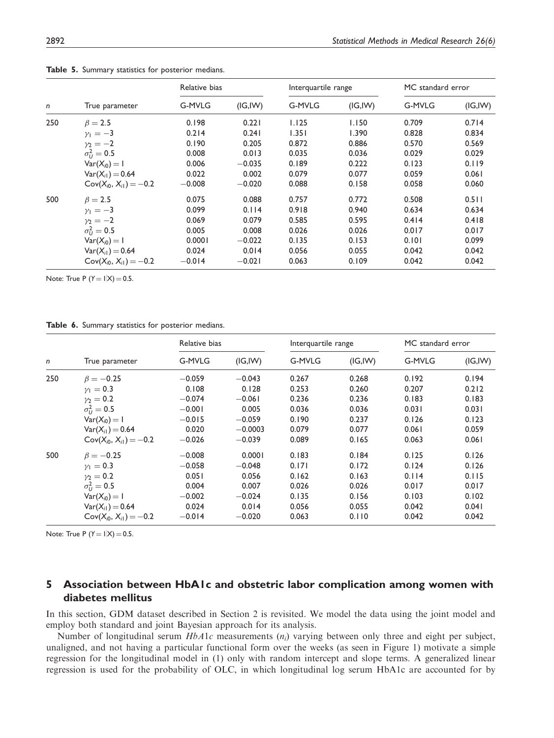**Table 5.** Summary statistics for posterior medians.

| $n$ | True parameter | Relative bias | | Interquartile range | | MC standard error | |
|---|---|---|---|---|---|---|---|
| | | G-MVLG | (IG,IW) | G-MVLG | (IG,IW) | G-MVLG | (IG,IW) |
| 250 | $\beta = 2.5$ | 0.198 | 0.221 | 1.125 | 1.150 | 0.709 | 0.714 |
| | $\gamma_1 = -3$ | 0.214 | 0.241 | 1.351 | 1.390 | 0.828 | 0.834 |
| | $\gamma_2 = -2$ | 0.190 | 0.205 | 0.872 | 0.886 | 0.570 | 0.569 |
| | $\sigma_U^2 = 0.5$ | 0.008 | 0.013 | 0.035 | 0.036 | 0.029 | 0.029 |
| | $\mathrm{Var}(X_{i0}) = 1$ | 0.006 | $-0.035$ | 0.189 | 0.222 | 0.123 | 0.119 |
| | $\mathrm{Var}(X_{i1}) = 0.64$ | 0.022 | 0.002 | 0.079 | 0.077 | 0.059 | 0.061 |
| | $\mathrm{Cov}(X_{i0}, X_{i1}) = -0.2$ | $-0.008$ | $-0.020$ | 0.088 | 0.158 | 0.058 | 0.060 |
| 500 | $\beta = 2.5$ | 0.075 | 0.088 | 0.757 | 0.772 | 0.508 | 0.511 |
| | $\gamma_1 = -3$ | 0.099 | 0.114 | 0.918 | 0.940 | 0.634 | 0.634 |
| | $\gamma_2 = -2$ | 0.069 | 0.079 | 0.585 | 0.595 | 0.414 | 0.418 |
| | $\sigma_U^2 = 0.5$ | 0.005 | 0.008 | 0.026 | 0.026 | 0.017 | 0.017 |
| | $\mathrm{Var}(X_{i0}) = 1$ | 0.0001 | $-0.022$ | 0.135 | 0.153 | 0.101 | 0.099 |
| | $\mathrm{Var}(X_{i1}) = 0.64$ | 0.024 | 0.014 | 0.056 | 0.055 | 0.042 | 0.042 |
| | $\mathrm{Cov}(X_{i0}, X_{i1}) = -0.2$ | $-0.014$ | $-0.021$ | 0.063 | 0.109 | 0.042 | 0.042 |

Note: True P $(Y = 1|X) = 0.5$.

**Table 6.** Summary statistics for posterior medians.

| $n$ | True parameter | Relative bias | | Interquartile range | | MC standard error | |
|---|---|---|---|---|---|---|---|
| | | G-MVLG | (IG,IW) | G-MVLG | (IG,IW) | G-MVLG | (IG,IW) |
| 250 | $\beta = -0.25$ | $-0.059$ | $-0.043$ | 0.267 | 0.268 | 0.192 | 0.194 |
| | $\gamma_1 = 0.3$ | 0.108 | 0.128 | 0.253 | 0.260 | 0.207 | 0.212 |
| | $\gamma_2 = 0.2$ | $-0.074$ | $-0.061$ | 0.236 | 0.236 | 0.183 | 0.183 |
| | $\sigma_U^2 = 0.5$ | $-0.001$ | 0.005 | 0.036 | 0.036 | 0.031 | 0.031 |
| | $\mathrm{Var}(X_{i0}) = 1$ | $-0.015$ | $-0.059$ | 0.190 | 0.237 | 0.126 | 0.123 |
| | $\mathrm{Var}(X_{i1}) = 0.64$ | 0.020 | $-0.0003$ | 0.079 | 0.077 | 0.061 | 0.059 |
| | $\mathrm{Cov}(X_{i0}, X_{i1}) = -0.2$ | $-0.026$ | $-0.039$ | 0.089 | 0.165 | 0.063 | 0.061 |
| 500 | $\beta = -0.25$ | $-0.008$ | 0.0001 | 0.183 | 0.184 | 0.125 | 0.126 |
| | $\gamma_1 = 0.3$ | $-0.058$ | $-0.048$ | 0.171 | 0.172 | 0.124 | 0.126 |
| | $\gamma_2 = 0.2$ | 0.051 | 0.056 | 0.162 | 0.163 | 0.114 | 0.115 |
| | $\sigma_U^2 = 0.5$ | 0.004 | 0.007 | 0.026 | 0.026 | 0.017 | 0.017 |
| | $\mathrm{Var}(X_{i0}) = 1$ | $-0.002$ | $-0.024$ | 0.135 | 0.156 | 0.103 | 0.102 |
| | $\mathrm{Var}(X_{i1}) = 0.64$ | 0.024 | 0.014 | 0.056 | 0.055 | 0.042 | 0.041 |
| | $\mathrm{Cov}(X_{i0}, X_{i1}) = -0.2$ | $-0.014$ | $-0.020$ | 0.063 | 0.110 | 0.042 | 0.042 |

Note: True P $(Y = 1|X) = 0.5$.

## 5 Association between HbA1c and obstetric labor complication among women with diabetes mellitus

In this section, GDM dataset described in Section 2 is revisited. We model the data using the joint model and employ both standard and joint Bayesian approach for its analysis.

Number of longitudinal serum $HbA1c$ measurements ($n_i$) varying between only three and eight per subject, unaligned, and not having a particular functional form over the weeks (as seen in Figure 1) motivate a simple regression for the longitudinal model in (1) only with random intercept and slope terms. A generalized linear regression is used for the probability of OLC, in which longitudinal log serum HbA1c are accounted for by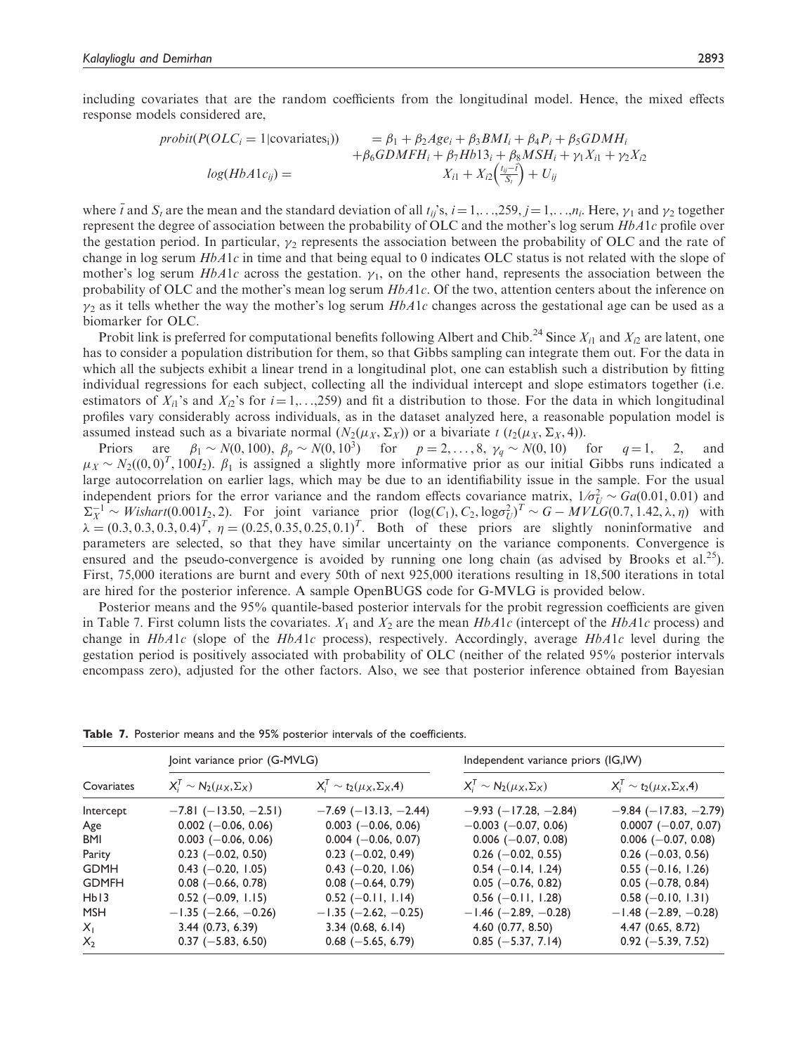including covariates that are the random coefficients from the longitudinal model. Hence, the mixed effects response models considered are,

$$
\begin{aligned}
probit(P(OLC_i = 1|\text{covariates}_i)) &= \beta_1 + \beta_2 Age_i + \beta_3 BMI_i + \beta_4 P_i + \beta_5 GDMH_i \\
&\quad + \beta_6 GDMFH_i + \beta_7 Hb13_i + \beta_8 MSH_i + \gamma_1 X_{i1} + \gamma_2 X_{i2} \\
log(HbA1c_{ij}) &= X_{i1} + X_{i2}\left(\frac{t_{ij} - \bar{t}}{S_t}\right) + U_{ij}
\end{aligned}
$$

where $\bar{t}$ and $S_t$ are the mean and the standard deviation of all $t_{ij}$'s, $i = 1,\ldots,259$, $j = 1,\ldots,n_i$. Here, $\gamma_1$ and $\gamma_2$ together represent the degree of association between the probability of OLC and the mother's log serum $HbA1c$ profile over the gestation period. In particular, $\gamma_2$ represents the association between the probability of OLC and the rate of change in log serum $HbA1c$ in time and that being equal to 0 indicates OLC status is not related with the slope of mother's log serum $HbA1c$ across the gestation. $\gamma_1$, on the other hand, represents the association between the probability of OLC and the mother's mean log serum $HbA1c$. Of the two, attention centers about the inference on $\gamma_2$ as it tells whether the way the mother's log serum $HbA1c$ changes across the gestational age can be used as a biomarker for OLC.

Probit link is preferred for computational benefits following Albert and Chib.[24] Since $X_{i1}$ and $X_{i2}$ are latent, one has to consider a population distribution for them, so that Gibbs sampling can integrate them out. For the data in which all the subjects exhibit a linear trend in a longitudinal plot, one can establish such a distribution by fitting individual regressions for each subject, collecting all the individual intercept and slope estimators together (i.e. estimators of $X_{i1}$'s and $X_{i2}$'s for $i = 1,\ldots,259$) and fit a distribution to those. For the data in which longitudinal profiles vary considerably across individuals, as in the dataset analyzed here, a reasonable population model is assumed instead such as a bivariate normal ($N_2(\mu_X, \Sigma_X)$) or a bivariate $t$ ($t_2(\mu_X, \Sigma_X, 4)$).

Priors are $\beta_1 \sim N(0, 100)$, $\beta_p \sim N(0, 10^3)$ for $p = 2,\ldots,8$, $\gamma_q \sim N(0, 10)$ for $q = 1$, 2, and $\mu_X \sim N_2((0,0)^T, 100I_2)$. $\beta_1$ is assigned a slightly more informative prior as our initial Gibbs runs indicated a large autocorrelation on earlier lags, which may be due to an identifiability issue in the sample. For the usual independent priors for the error variance and the random effects covariance matrix, $1/\sigma_U^2 \sim Ga(0.01, 0.01)$ and $\Sigma_X^{-1} \sim Wishart(0.001I_2, 2)$. For joint variance prior $(\log(C_1), C_2, \log\sigma_U^2)^T \sim G-MVLG(0.7, 1.42, \lambda, \eta)$ with $\lambda = (0.3, 0.3, 0.3, 0.4)^T$, $\eta = (0.25, 0.35, 0.25, 0.1)^T$. Both of these priors are slightly noninformative and parameters are selected, so that they have similar uncertainty on the variance components. Convergence is ensured and the pseudo-convergence is avoided by running one long chain (as advised by Brooks et al.[25]). First, 75,000 iterations are burnt and every 50th of next 925,000 iterations resulting in 18,500 iterations in total are hired for the posterior inference. A sample OpenBUGS code for G-MVLG is provided below.

Posterior means and the 95% quantile-based posterior intervals for the probit regression coefficients are given in Table 7. First column lists the covariates. $X_1$ and $X_2$ are the mean $HbA1c$ (intercept of the $HbA1c$ process) and change in $HbA1c$ (slope of the $HbA1c$ process), respectively. Accordingly, average $HbA1c$ level during the gestation period is positively associated with probability of OLC (neither of the related 95% posterior intervals encompass zero), adjusted for the other factors. Also, we see that posterior inference obtained from Bayesian

**Table 7.** Posterior means and the 95% posterior intervals of the coefficients.

| | Joint variance prior (G-MVLG) | | Independent variance priors (IG,IW) | |
|---|---|---|---|---|
| Covariates | $X_i^T \sim N_2(\mu_X, \Sigma_X)$ | $X_i^T \sim t_2(\mu_X, \Sigma_X, 4)$ | $X_i^T \sim N_2(\mu_X, \Sigma_X)$ | $X_i^T \sim t_2(\mu_X, \Sigma_X, 4)$ |
| Intercept | −7.81 (−13.50, −2.51) | −7.69 (−13.13, −2.44) | −9.93 (−17.28, −2.84) | −9.84 (−17.83, −2.79) |
| Age | 0.002 (−0.06, 0.06) | 0.003 (−0.06, 0.06) | −0.003 (−0.07, 0.06) | 0.0007 (−0.07, 0.07) |
| BMI | 0.003 (−0.06, 0.06) | 0.004 (−0.06, 0.07) | 0.006 (−0.07, 0.08) | 0.006 (−0.07, 0.08) |
| Parity | 0.23 (−0.02, 0.50) | 0.23 (−0.02, 0.49) | 0.26 (−0.02, 0.55) | 0.26 (−0.03, 0.56) |
| GDMH | 0.43 (−0.20, 1.05) | 0.43 (−0.20, 1.06) | 0.54 (−0.14, 1.24) | 0.55 (−0.16, 1.26) |
| GDMFH | 0.08 (−0.66, 0.78) | 0.08 (−0.64, 0.79) | 0.05 (−0.76, 0.82) | 0.05 (−0.78, 0.84) |
| Hb13 | 0.52 (−0.09, 1.15) | 0.52 (−0.11, 1.14) | 0.56 (−0.11, 1.28) | 0.58 (−0.10, 1.31) |
| MSH | −1.35 (−2.66, −0.26) | −1.35 (−2.62, −0.25) | −1.46 (−2.89, −0.28) | −1.48 (−2.89, −0.28) |
| $X_1$ | 3.44 (0.73, 6.39) | 3.34 (0.68, 6.14) | 4.60 (0.77, 8.50) | 4.47 (0.65, 8.72) |
| $X_2$ | 0.37 (−5.83, 6.50) | 0.68 (−5.65, 6.79) | 0.85 (−5.37, 7.14) | 0.92 (−5.39, 7.52) |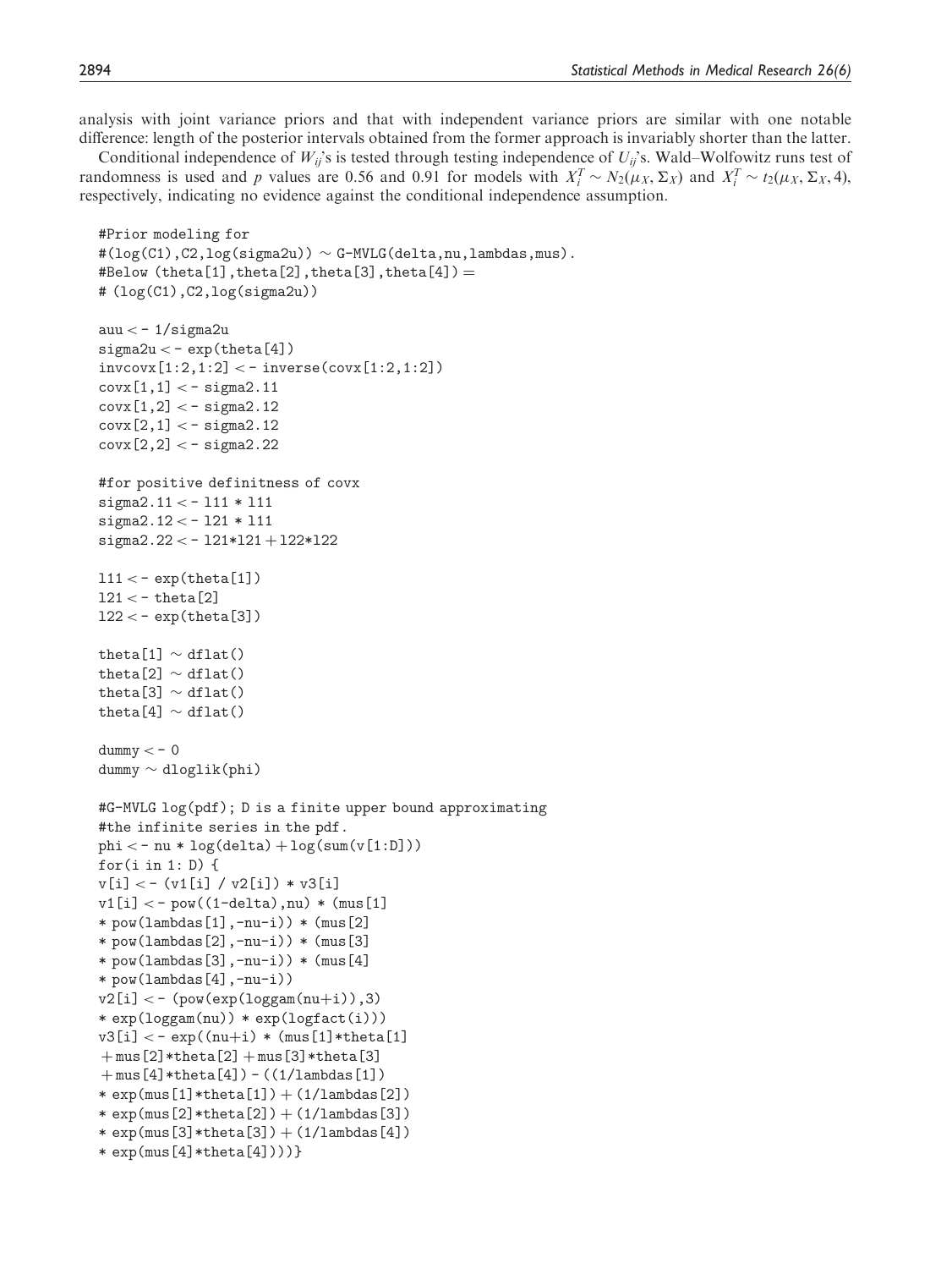analysis with joint variance priors and that with independent variance priors are similar with one notable difference: length of the posterior intervals obtained from the former approach is invariably shorter than the latter.

Conditional independence of $W_{ij}$'s is tested through testing independence of $U_{ij}$'s. Wald–Wolfowitz runs test of randomness is used and $p$ values are 0.56 and 0.91 for models with $X_i^T \sim N_2(\mu_X, \Sigma_X)$ and $X_i^T \sim t_2(\mu_X, \Sigma_X, 4)$, respectively, indicating no evidence against the conditional independence assumption.

```
#Prior modeling for
#(log(C1),C2,log(sigma2u)) ~ G-MVLG(delta,nu,lambdas,mus).
#Below (theta[1],theta[2],theta[3],theta[4]) =
# (log(C1),C2,log(sigma2u))

auu <- 1/sigma2u
sigma2u <- exp(theta[4])
invcovx[1:2,1:2] <- inverse(covx[1:2,1:2])
covx[1,1] <- sigma2.11
covx[1,2] <- sigma2.12
covx[2,1] <- sigma2.12
covx[2,2] <- sigma2.22

#for positive definitness of covx
sigma2.11 <- l11 * l11
sigma2.12 <- l21 * l11
sigma2.22 <- l21*l21 + l22*l22

l11 <- exp(theta[1])
l21 <- theta[2]
l22 <- exp(theta[3])

theta[1] ~ dflat()
theta[2] ~ dflat()
theta[3] ~ dflat()
theta[4] ~ dflat()

dummy <- 0
dummy ~ dloglik(phi)

#G-MVLG log(pdf); D is a finite upper bound approximating
#the infinite series in the pdf.
phi <- nu * log(delta) + log(sum(v[1:D]))
for(i in 1: D) {
v[i] <- (v1[i] / v2[i]) * v3[i]
v1[i] <- pow((1-delta),nu) * (mus[1]
* pow(lambdas[1],-nu-i)) * (mus[2]
* pow(lambdas[2],-nu-i)) * (mus[3]
* pow(lambdas[3],-nu-i)) * (mus[4]
* pow(lambdas[4],-nu-i))
v2[i] <- (pow(exp(loggam(nu+i)),3)
* exp(loggam(nu)) * exp(logfact(i)))
v3[i] <- exp((nu+i) * (mus[1]*theta[1]
+ mus[2]*theta[2] + mus[3]*theta[3]
+ mus[4]*theta[4]) - ((1/lambdas[1])
* exp(mus[1]*theta[1]) + (1/lambdas[2])
* exp(mus[2]*theta[2]) + (1/lambdas[3])
* exp(mus[3]*theta[3]) + (1/lambdas[4])
* exp(mus[4]*theta[4])))}
```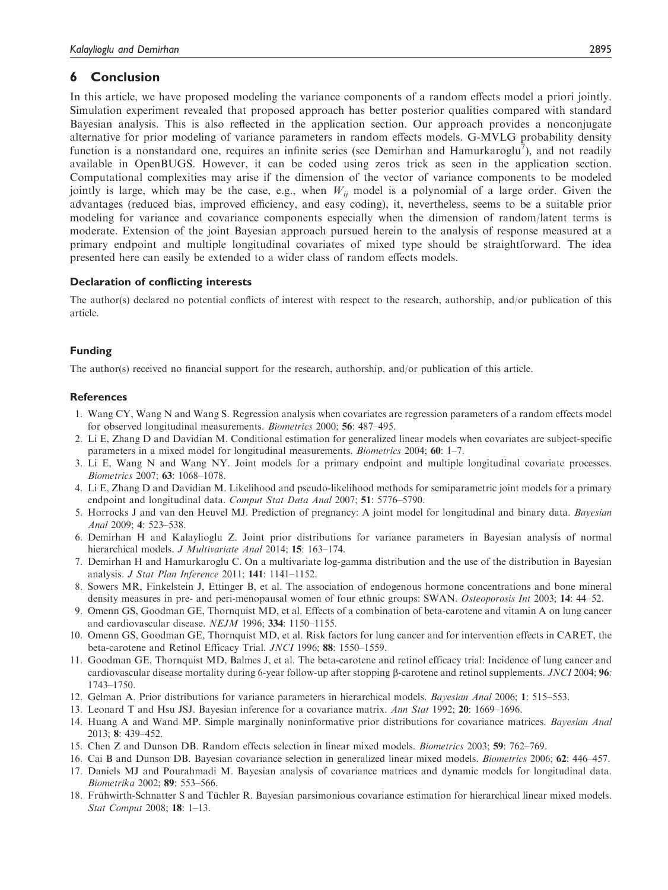## 6 Conclusion

In this article, we have proposed modeling the variance components of a random effects model a priori jointly. Simulation experiment revealed that proposed approach has better posterior qualities compared with standard Bayesian analysis. This is also reflected in the application section. Our approach provides a nonconjugate alternative for prior modeling of variance parameters in random effects models. G-MVLG probability density function is a nonstandard one, requires an infinite series (see Demirhan and Hamurkaroglu[7]), and not readily available in OpenBUGS. However, it can be coded using zeros trick as seen in the application section. Computational complexities may arise if the dimension of the vector of variance components to be modeled jointly is large, which may be the case, e.g., when $W_{ij}$ model is a polynomial of a large order. Given the advantages (reduced bias, improved efficiency, and easy coding), it, nevertheless, seems to be a suitable prior modeling for variance and covariance components especially when the dimension of random/latent terms is moderate. Extension of the joint Bayesian approach pursued herein to the analysis of response measured at a primary endpoint and multiple longitudinal covariates of mixed type should be straightforward. The idea presented here can easily be extended to a wider class of random effects models.

### Declaration of conflicting interests

The author(s) declared no potential conflicts of interest with respect to the research, authorship, and/or publication of this article.

### Funding

The author(s) received no financial support for the research, authorship, and/or publication of this article.

### References

1. Wang CY, Wang N and Wang S. Regression analysis when covariates are regression parameters of a random effects model for observed longitudinal measurements. *Biometrics* 2000; **56**: 487–495.
2. Li E, Zhang D and Davidian M. Conditional estimation for generalized linear models when covariates are subject-specific parameters in a mixed model for longitudinal measurements. *Biometrics* 2004; **60**: 1–7.
3. Li E, Wang N and Wang NY. Joint models for a primary endpoint and multiple longitudinal covariate processes. *Biometrics* 2007; **63**: 1068–1078.
4. Li E, Zhang D and Davidian M. Likelihood and pseudo-likelihood methods for semiparametric joint models for a primary endpoint and longitudinal data. *Comput Stat Data Anal* 2007; **51**: 5776–5790.
5. Horrocks J and van den Heuvel MJ. Prediction of pregnancy: A joint model for longitudinal and binary data. *Bayesian Anal* 2009; **4**: 523–538.
6. Demirhan H and Kalaylioglu Z. Joint prior distributions for variance parameters in Bayesian analysis of normal hierarchical models. *J Multivariate Anal* 2014; **15**: 163–174.
7. Demirhan H and Hamurkaroglu C. On a multivariate log-gamma distribution and the use of the distribution in Bayesian analysis. *J Stat Plan Inference* 2011; **141**: 1141–1152.
8. Sowers MR, Finkelstein J, Ettinger B, et al. The association of endogenous hormone concentrations and bone mineral density measures in pre- and peri-menopausal women of four ethnic groups: SWAN. *Osteoporosis Int* 2003; **14**: 44–52.
9. Omenn GS, Goodman GE, Thornquist MD, et al. Effects of a combination of beta-carotene and vitamin A on lung cancer and cardiovascular disease. *NEJM* 1996; **334**: 1150–1155.
10. Omenn GS, Goodman GE, Thornquist MD, et al. Risk factors for lung cancer and for intervention effects in CARET, the beta-carotene and Retinol Efficacy Trial. *JNCI* 1996; **88**: 1550–1559.
11. Goodman GE, Thornquist MD, Balmes J, et al. The beta-carotene and retinol efficacy trial: Incidence of lung cancer and cardiovascular disease mortality during 6-year follow-up after stopping β-carotene and retinol supplements. *JNCI* 2004; **96**: 1743–1750.
12. Gelman A. Prior distributions for variance parameters in hierarchical models. *Bayesian Anal* 2006; **1**: 515–553.
13. Leonard T and Hsu JSJ. Bayesian inference for a covariance matrix. *Ann Stat* 1992; **20**: 1669–1696.
14. Huang A and Wand MP. Simple marginally noninformative prior distributions for covariance matrices. *Bayesian Anal* 2013; **8**: 439–452.
15. Chen Z and Dunson DB. Random effects selection in linear mixed models. *Biometrics* 2003; **59**: 762–769.
16. Cai B and Dunson DB. Bayesian covariance selection in generalized linear mixed models. *Biometrics* 2006; **62**: 446–457.
17. Daniels MJ and Pourahmadi M. Bayesian analysis of covariance matrices and dynamic models for longitudinal data. *Biometrika* 2002; **89**: 553–566.
18. Frühwirth-Schnatter S and Tüchler R. Bayesian parsimonious covariance estimation for hierarchical linear mixed models. *Stat Comput* 2008; **18**: 1–13.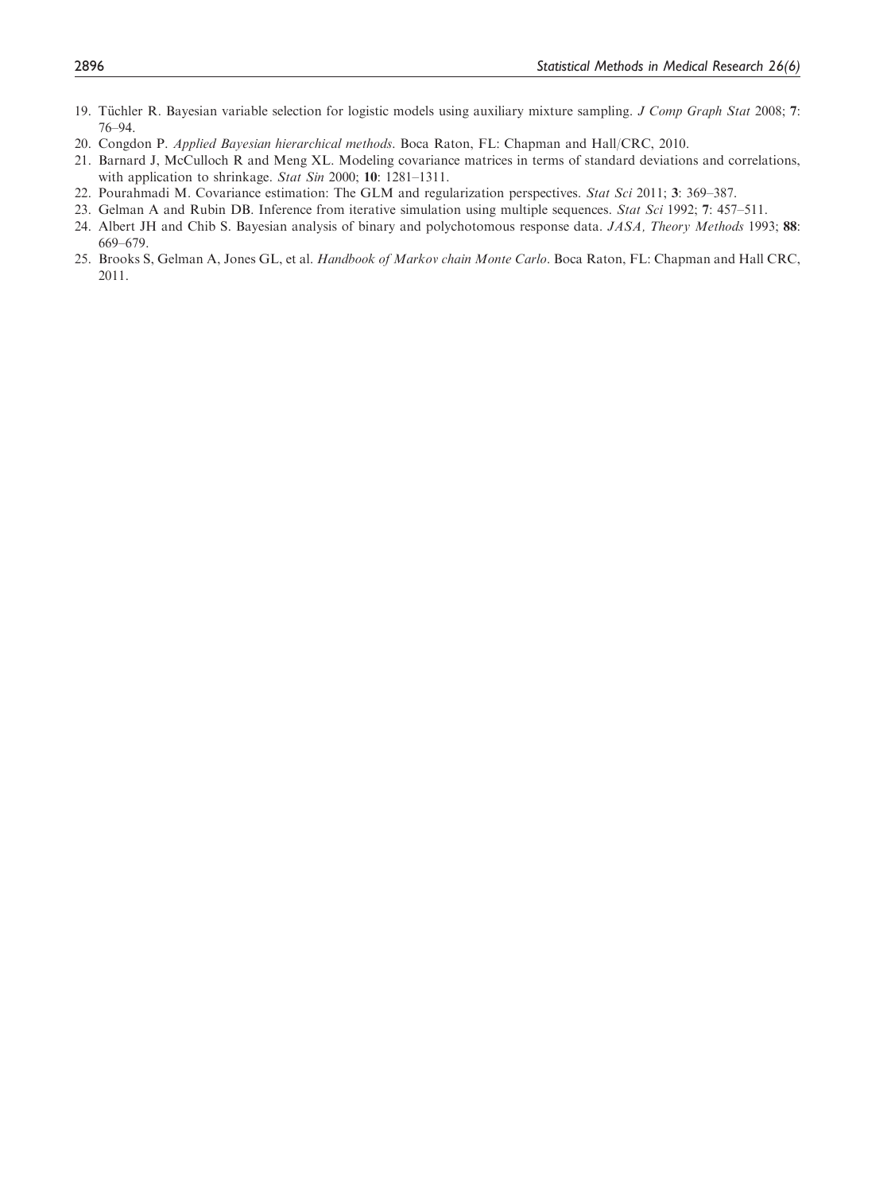19. Tüchler R. Bayesian variable selection for logistic models using auxiliary mixture sampling. *J Comp Graph Stat* 2008; **7**: 76–94.
20. Congdon P. *Applied Bayesian hierarchical methods*. Boca Raton, FL: Chapman and Hall/CRC, 2010.
21. Barnard J, McCulloch R and Meng XL. Modeling covariance matrices in terms of standard deviations and correlations, with application to shrinkage. *Stat Sin* 2000; **10**: 1281–1311.
22. Pourahmadi M. Covariance estimation: The GLM and regularization perspectives. *Stat Sci* 2011; **3**: 369–387.
23. Gelman A and Rubin DB. Inference from iterative simulation using multiple sequences. *Stat Sci* 1992; **7**: 457–511.
24. Albert JH and Chib S. Bayesian analysis of binary and polychotomous response data. *JASA, Theory Methods* 1993; **88**: 669–679.
25. Brooks S, Gelman A, Jones GL, et al. *Handbook of Markov chain Monte Carlo*. Boca Raton, FL: Chapman and Hall CRC, 2011.